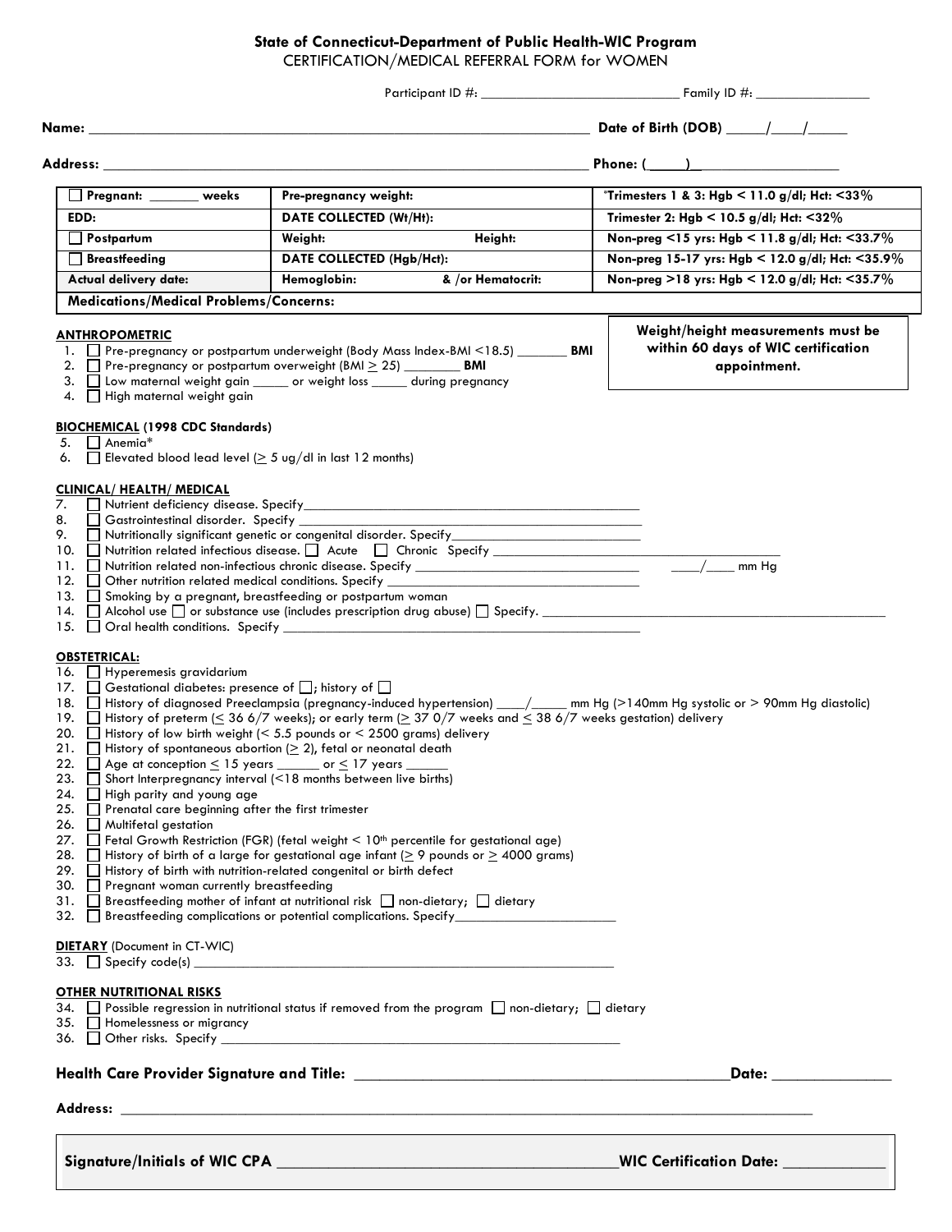## State of Connecticut-Department of Public Health-WIC Program

CERTIFICATION/MEDICAL REFERRAL FORM for WOMEN

Participant ID #: ____________________________ Family ID #: ________________

**Name:** ____________________________________________________________ **Date of Birth (DOB)** _____/____/_____

**Address:** ____________________________________________________________ **Phone:** (_____)___________________

| ☐ Pregnant: _______ weeks | Pre-pregnancy weight: | *Trimesters 1 & 3: Hgb < 11.0 g/dl; Hct: <33% |
|---|---|---|
| EDD: | DATE COLLECTED (Wt/Ht): | Trimester 2: Hgb < 10.5 g/dl; Hct: <32% |
| ☐ Postpartum | Weight: Height: | Non-preg <15 yrs: Hgb < 11.8 g/dl; Hct: <33.7% |
| ☐ Breastfeeding | DATE COLLECTED (Hgb/Hct): | Non-preg 15-17 yrs: Hgb < 12.0 g/dl; Hct: <35.9% |
| Actual delivery date: | Hemoglobin: & /or Hematocrit: | Non-preg >18 yrs: Hgb < 12.0 g/dl; Hct: <35.7% |
| Medications/Medical Problems/Concerns: | | |

**Weight/height measurements must be within 60 days of WIC certification appointment.**

**ANTHROPOMETRIC**

1. ☐ Pre-pregnancy or postpartum underweight (Body Mass Index-BMI <18.5) _______ **BMI**
2. ☐ Pre-pregnancy or postpartum overweight (BMI ≥ 25) ________ **BMI**
3. ☐ Low maternal weight gain _____ or weight loss _____ during pregnancy
4. ☐ High maternal weight gain

**BIOCHEMICAL** (1998 CDC Standards)

5. ☐ Anemia*
6. ☐ Elevated blood lead level (≥ 5 ug/dl in last 12 months)

**CLINICAL/ HEALTH/ MEDICAL**

7. ☐ Nutrient deficiency disease. Specify_______________________________________________
8. ☐ Gastrointestinal disorder. Specify _______________________________________________
9. ☐ Nutritionally significant genetic or congenital disorder. Specify___________________________
10. ☐ Nutrition related infectious disease. ☐ Acute ☐ Chronic Specify ________________________________________
11. ☐ Nutrition related non-infectious chronic disease. Specify _______________________________ ____/____ mm Hg
12. ☐ Other nutrition related medical conditions. Specify ___________________________________
13. ☐ Smoking by a pregnant, breastfeeding or postpartum woman
14. ☐ Alcohol use ☐ or substance use (includes prescription drug abuse) ☐ Specify. ______________________________________________
15. ☐ Oral health conditions. Specify ________________________________________________

**OBSTETRICAL:**

16. ☐ Hyperemesis gravidarium
17. ☐ Gestational diabetes: presence of ☐; history of ☐
18. ☐ History of diagnosed Preeclampsia (pregnancy-induced hypertension) ____/_____ mm Hg (>140mm Hg systolic or > 90mm Hg diastolic)
19. ☐ History of preterm (≤ 36 6/7 weeks); or early term (≥ 37 0/7 weeks and ≤ 38 6/7 weeks gestation) delivery
20. ☐ History of low birth weight (< 5.5 pounds or < 2500 grams) delivery
21. ☐ History of spontaneous abortion (≥ 2), fetal or neonatal death
22. ☐ Age at conception ≤ 15 years ______ or ≤ 17 years ______
23. ☐ Short Interpregnancy interval (<18 months between live births)
24. ☐ High parity and young age
25. ☐ Prenatal care beginning after the first trimester
26. ☐ Multifetal gestation
27. ☐ Fetal Growth Restriction (FGR) (fetal weight < 10th percentile for gestational age)
28. ☐ History of birth of a large for gestational age infant (≥ 9 pounds or ≥ 4000 grams)
29. ☐ History of birth with nutrition-related congenital or birth defect
30. ☐ Pregnant woman currently breastfeeding
31. ☐ Breastfeeding mother of infant at nutritional risk ☐ non-dietary; ☐ dietary
32. ☐ Breastfeeding complications or potential complications. Specify_______________________

**DIETARY** (Document in CT-WIC)

33. ☐ Specify code(s) ____________________________________________________________

**OTHER NUTRITIONAL RISKS**

34. ☐ Possible regression in nutritional status if removed from the program ☐ non-dietary; ☐ dietary
35. ☐ Homelessness or migrancy
36. ☐ Other risks. Specify _________________________________________________________

**Health Care Provider Signature and Title:** ______________________________________________**Date:** ______________

**Address:** ______________________________________________________________________________________

**Signature/Initials of WIC CPA** _________________________________________**WIC Certification Date:** ____________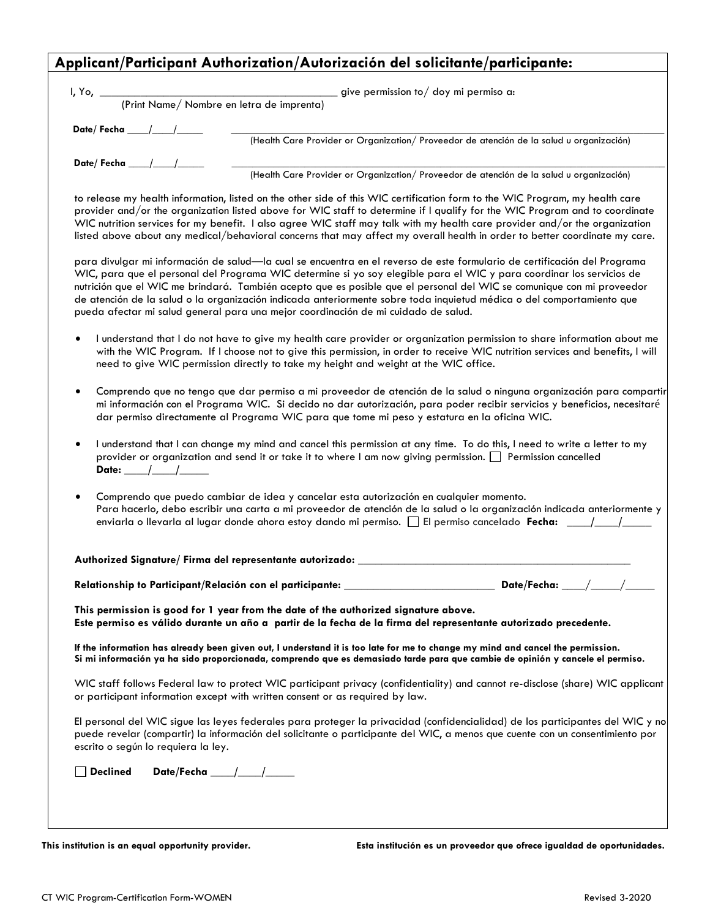## Applicant/Participant Authorization/Autorización del solicitante/participante:

I, Yo, ________________________________________ give permission to/ doy mi permiso a:
(Print Name/ Nombre en letra de imprenta)

**Date/ Fecha** ____/____/_____ ________________________________________________________________
(Health Care Provider or Organization/ Proveedor de atención de la salud u organización)

**Date/ Fecha** ____/____/_____ ________________________________________________________________
(Health Care Provider or Organization/ Proveedor de atención de la salud u organización)

to release my health information, listed on the other side of this WIC certification form to the WIC Program, my health care provider and/or the organization listed above for WIC staff to determine if I qualify for the WIC Program and to coordinate WIC nutrition services for my benefit. I also agree WIC staff may talk with my health care provider and/or the organization listed above about any medical/behavioral concerns that may affect my overall health in order to better coordinate my care.

para divulgar mi información de salud—la cual se encuentra en el reverso de este formulario de certificación del Programa WIC, para que el personal del Programa WIC determine si yo soy elegible para el WIC y para coordinar los servicios de nutrición que el WIC me brindará. También acepto que es posible que el personal del WIC se comunique con mi proveedor de atención de la salud o la organización indicada anteriormente sobre toda inquietud médica o del comportamiento que pueda afectar mi salud general para una mejor coordinación de mi cuidado de salud.

- I understand that I do not have to give my health care provider or organization permission to share information about me with the WIC Program. If I choose not to give this permission, in order to receive WIC nutrition services and benefits, I will need to give WIC permission directly to take my height and weight at the WIC office.
- Comprendo que no tengo que dar permiso a mi proveedor de atención de la salud o ninguna organización para compartir mi información con el Programa WIC. Si decido no dar autorización, para poder recibir servicios y beneficios, necesitaré dar permiso directamente al Programa WIC para que tome mi peso y estatura en la oficina WIC.
- I understand that I can change my mind and cancel this permission at any time. To do this, I need to write a letter to my provider or organization and send it or take it to where I am now giving permission. ☐ Permission cancelled **Date:** ____/____/_____
- Comprendo que puedo cambiar de idea y cancelar esta autorización en cualquier momento. Para hacerlo, debo escribir una carta a mi proveedor de atención de la salud o la organización indicada anteriormente y enviarla o llevarla al lugar donde ahora estoy dando mi permiso. ☐ El permiso cancelado **Fecha:** ____/____/_____

**Authorized Signature/ Firma del representante autorizado:** ________________________________________________

**Relationship to Participant/Relación con el participante:** ___________________________ **Date/Fecha:** ____/_____/_____

**This permission is good for 1 year from the date of the authorized signature above.**
**Este permiso es válido durante un año a partir de la fecha de la firma del representante autorizado precedente.**

**If the information has already been given out, I understand it is too late for me to change my mind and cancel the permission.**
**Si mi información ya ha sido proporcionada, comprendo que es demasiado tarde para que cambie de opinión y cancele el permiso.**

WIC staff follows Federal law to protect WIC participant privacy (confidentiality) and cannot re-disclose (share) WIC applicant or participant information except with written consent or as required by law.

El personal del WIC sigue las leyes federales para proteger la privacidad (confidencialidad) de los participantes del WIC y no puede revelar (compartir) la información del solicitante o participante del WIC, a menos que cuente con un consentimiento por escrito o según lo requiera la ley.

☐ **Declined** **Date/Fecha** ____/____/_____

**This institution is an equal opportunity provider.** **Esta institución es un proveedor que ofrece igualdad de oportunidades.**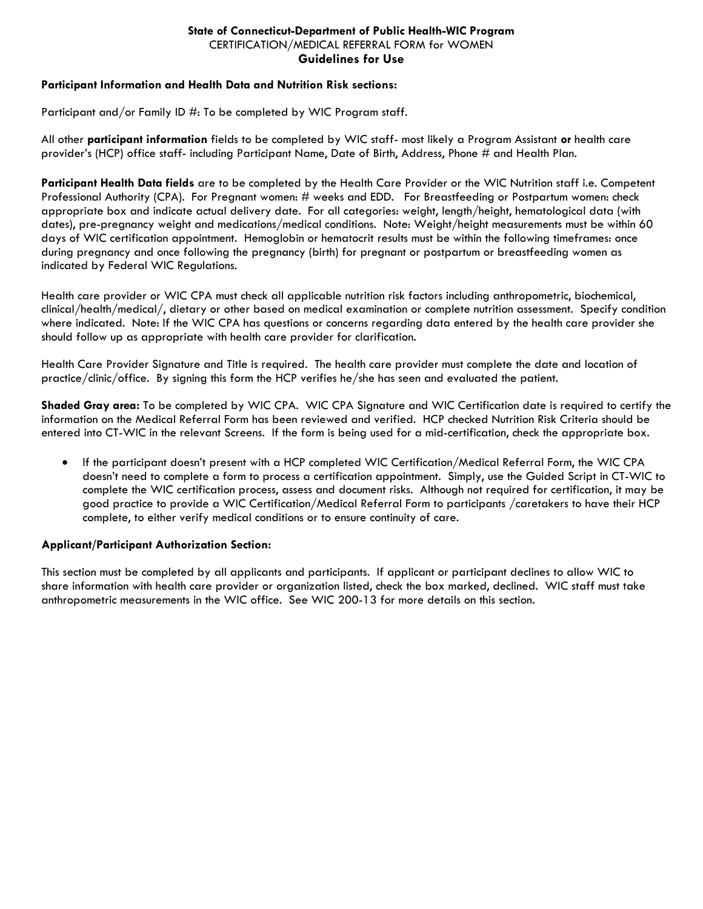**State of Connecticut-Department of Public Health-WIC Program**
CERTIFICATION/MEDICAL REFERRAL FORM for WOMEN
**Guidelines for Use**

**Participant Information and Health Data and Nutrition Risk sections:**

Participant and/or Family ID #: To be completed by WIC Program staff.

All other **participant information** fields to be completed by WIC staff- most likely a Program Assistant **or** health care provider's (HCP) office staff- including Participant Name, Date of Birth, Address, Phone # and Health Plan.

**Participant Health Data fields** are to be completed by the Health Care Provider or the WIC Nutrition staff i.e. Competent Professional Authority (CPA). For Pregnant women: # weeks and EDD. For Breastfeeding or Postpartum women: check appropriate box and indicate actual delivery date. For all categories: weight, length/height, hematological data (with dates), pre-pregnancy weight and medications/medical conditions. Note: Weight/height measurements must be within 60 days of WIC certification appointment. Hemoglobin or hematocrit results must be within the following timeframes: once during pregnancy and once following the pregnancy (birth) for pregnant or postpartum or breastfeeding women as indicated by Federal WIC Regulations.

Health care provider or WIC CPA must check all applicable nutrition risk factors including anthropometric, biochemical, clinical/health/medical/, dietary or other based on medical examination or complete nutrition assessment. Specify condition where indicated. Note: If the WIC CPA has questions or concerns regarding data entered by the health care provider she should follow up as appropriate with health care provider for clarification.

Health Care Provider Signature and Title is required. The health care provider must complete the date and location of practice/clinic/office. By signing this form the HCP verifies he/she has seen and evaluated the patient.

**Shaded Gray area:** To be completed by WIC CPA. WIC CPA Signature and WIC Certification date is required to certify the information on the Medical Referral Form has been reviewed and verified. HCP checked Nutrition Risk Criteria should be entered into CT-WIC in the relevant Screens. If the form is being used for a mid-certification, check the appropriate box.

- If the participant doesn't present with a HCP completed WIC Certification/Medical Referral Form, the WIC CPA doesn't need to complete a form to process a certification appointment. Simply, use the Guided Script in CT-WIC to complete the WIC certification process, assess and document risks. Although not required for certification, it may be good practice to provide a WIC Certification/Medical Referral Form to participants /caretakers to have their HCP complete, to either verify medical conditions or to ensure continuity of care.

**Applicant/Participant Authorization Section:**

This section must be completed by all applicants and participants. If applicant or participant declines to allow WIC to share information with health care provider or organization listed, check the box marked, declined. WIC staff must take anthropometric measurements in the WIC office. See WIC 200-13 for more details on this section.